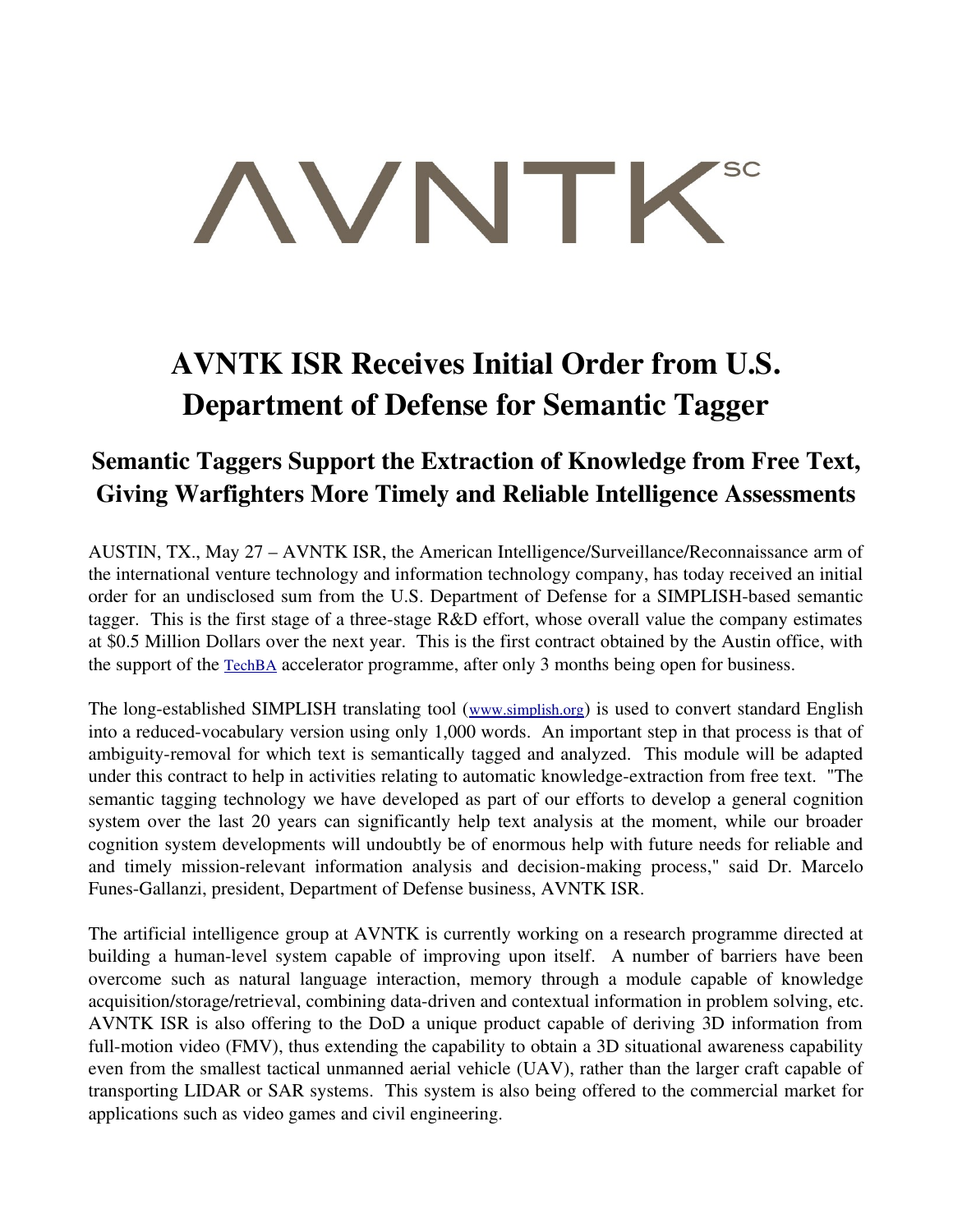AVNTK[SC]

# AVNTK ISR Receives Initial Order from U.S. Department of Defense for Semantic Tagger

## Semantic Taggers Support the Extraction of Knowledge from Free Text, Giving Warfighters More Timely and Reliable Intelligence Assessments

AUSTIN, TX., May 27 – AVNTK ISR, the American Intelligence/Surveillance/Reconnaissance arm of the international venture technology and information technology company, has today received an initial order for an undisclosed sum from the U.S. Department of Defense for a SIMPLISH-based semantic tagger. This is the first stage of a three-stage R&D effort, whose overall value the company estimates at $0.5 Million Dollars over the next year. This is the first contract obtained by the Austin office, with the support of the TechBA accelerator programme, after only 3 months being open for business.

The long-established SIMPLISH translating tool (www.simplish.org) is used to convert standard English into a reduced-vocabulary version using only 1,000 words. An important step in that process is that of ambiguity-removal for which text is semantically tagged and analyzed. This module will be adapted under this contract to help in activities relating to automatic knowledge-extraction from free text. "The semantic tagging technology we have developed as part of our efforts to develop a general cognition system over the last 20 years can significantly help text analysis at the moment, while our broader cognition system developments will undoubtly be of enormous help with future needs for reliable and and timely mission-relevant information analysis and decision-making process," said Dr. Marcelo Funes-Gallanzi, president, Department of Defense business, AVNTK ISR.

The artificial intelligence group at AVNTK is currently working on a research programme directed at building a human-level system capable of improving upon itself. A number of barriers have been overcome such as natural language interaction, memory through a module capable of knowledge acquisition/storage/retrieval, combining data-driven and contextual information in problem solving, etc. AVNTK ISR is also offering to the DoD a unique product capable of deriving 3D information from full-motion video (FMV), thus extending the capability to obtain a 3D situational awareness capability even from the smallest tactical unmanned aerial vehicle (UAV), rather than the larger craft capable of transporting LIDAR or SAR systems. This system is also being offered to the commercial market for applications such as video games and civil engineering.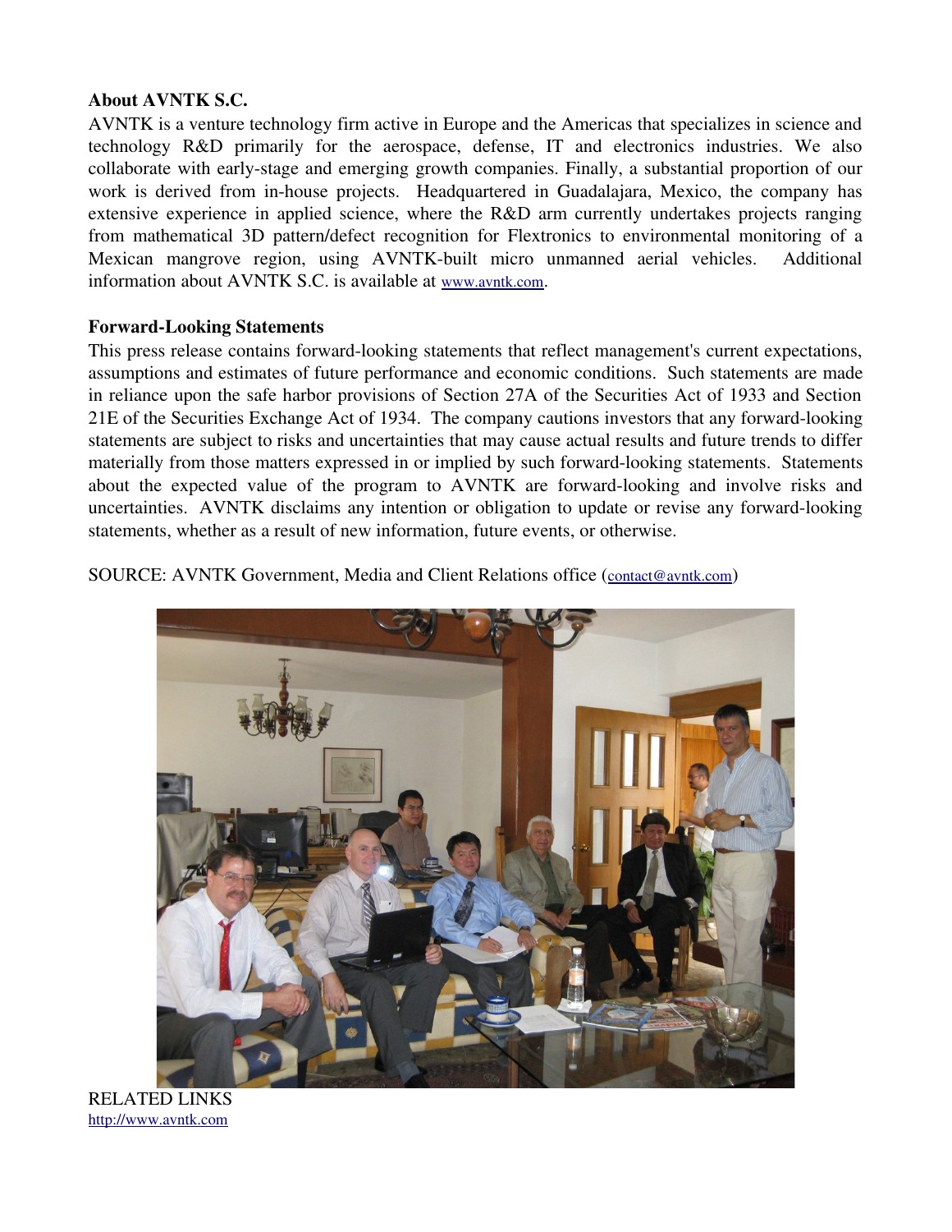**About AVNTK S.C.**

AVNTK is a venture technology firm active in Europe and the Americas that specializes in science and technology R&D primarily for the aerospace, defense, IT and electronics industries. We also collaborate with early-stage and emerging growth companies. Finally, a substantial proportion of our work is derived from in-house projects. Headquartered in Guadalajara, Mexico, the company has extensive experience in applied science, where the R&D arm currently undertakes projects ranging from mathematical 3D pattern/defect recognition for Flextronics to environmental monitoring of a Mexican mangrove region, using AVNTK-built micro unmanned aerial vehicles. Additional information about AVNTK S.C. is available at www.avntk.com.

**Forward-Looking Statements**

This press release contains forward-looking statements that reflect management's current expectations, assumptions and estimates of future performance and economic conditions. Such statements are made in reliance upon the safe harbor provisions of Section 27A of the Securities Act of 1933 and Section 21E of the Securities Exchange Act of 1934. The company cautions investors that any forward-looking statements are subject to risks and uncertainties that may cause actual results and future trends to differ materially from those matters expressed in or implied by such forward-looking statements. Statements about the expected value of the program to AVNTK are forward-looking and involve risks and uncertainties. AVNTK disclaims any intention or obligation to update or revise any forward-looking statements, whether as a result of new information, future events, or otherwise.

SOURCE: AVNTK Government, Media and Client Relations office (contact@avntk.com)

RELATED LINKS
http://www.avntk.com